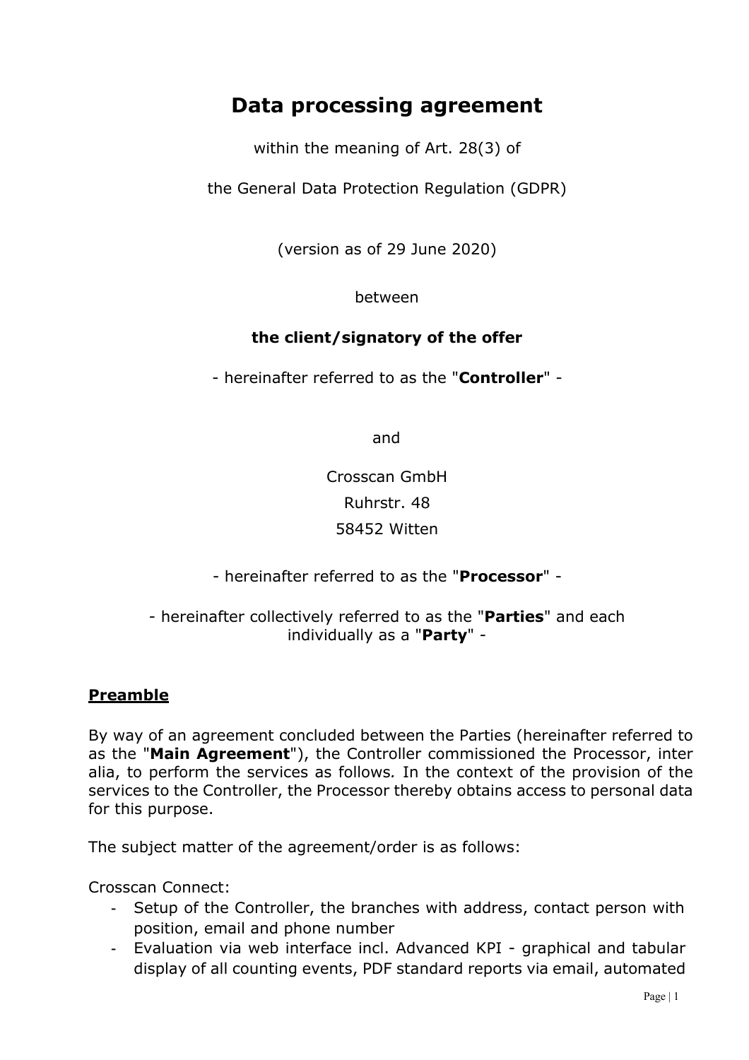# Data processing agreement

within the meaning of Art. 28(3) of

the General Data Protection Regulation (GDPR)

(version as of 29 June 2020)

between

**the client/signatory of the offer**

- hereinafter referred to as the "**Controller**" -

and

Crosscan GmbH
Ruhrstr. 48
58452 Witten

- hereinafter referred to as the "**Processor**" -

- hereinafter collectively referred to as the "**Parties**" and each individually as a "**Party**" -

## Preamble

By way of an agreement concluded between the Parties (hereinafter referred to as the "**Main Agreement**"), the Controller commissioned the Processor, inter alia, to perform the services as follows. In the context of the provision of the services to the Controller, the Processor thereby obtains access to personal data for this purpose.

The subject matter of the agreement/order is as follows:

Crosscan Connect:

- Setup of the Controller, the branches with address, contact person with position, email and phone number
- Evaluation via web interface incl. Advanced KPI - graphical and tabular display of all counting events, PDF standard reports via email, automated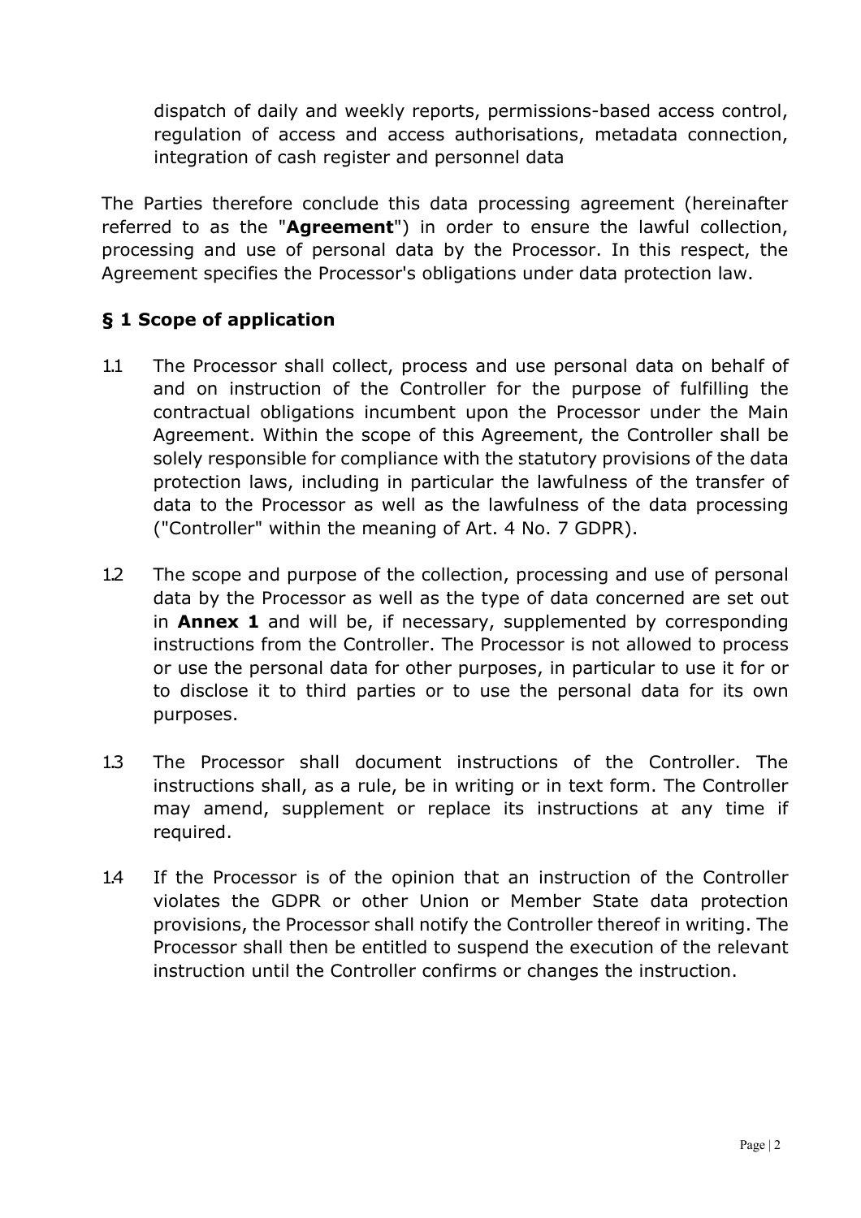dispatch of daily and weekly reports, permissions-based access control, regulation of access and access authorisations, metadata connection, integration of cash register and personnel data

The Parties therefore conclude this data processing agreement (hereinafter referred to as the "**Agreement**") in order to ensure the lawful collection, processing and use of personal data by the Processor. In this respect, the Agreement specifies the Processor's obligations under data protection law.

## § 1 Scope of application

1.1 The Processor shall collect, process and use personal data on behalf of and on instruction of the Controller for the purpose of fulfilling the contractual obligations incumbent upon the Processor under the Main Agreement. Within the scope of this Agreement, the Controller shall be solely responsible for compliance with the statutory provisions of the data protection laws, including in particular the lawfulness of the transfer of data to the Processor as well as the lawfulness of the data processing ("Controller" within the meaning of Art. 4 No. 7 GDPR).

1.2 The scope and purpose of the collection, processing and use of personal data by the Processor as well as the type of data concerned are set out in **Annex 1** and will be, if necessary, supplemented by corresponding instructions from the Controller. The Processor is not allowed to process or use the personal data for other purposes, in particular to use it for or to disclose it to third parties or to use the personal data for its own purposes.

1.3 The Processor shall document instructions of the Controller. The instructions shall, as a rule, be in writing or in text form. The Controller may amend, supplement or replace its instructions at any time if required.

1.4 If the Processor is of the opinion that an instruction of the Controller violates the GDPR or other Union or Member State data protection provisions, the Processor shall notify the Controller thereof in writing. The Processor shall then be entitled to suspend the execution of the relevant instruction until the Controller confirms or changes the instruction.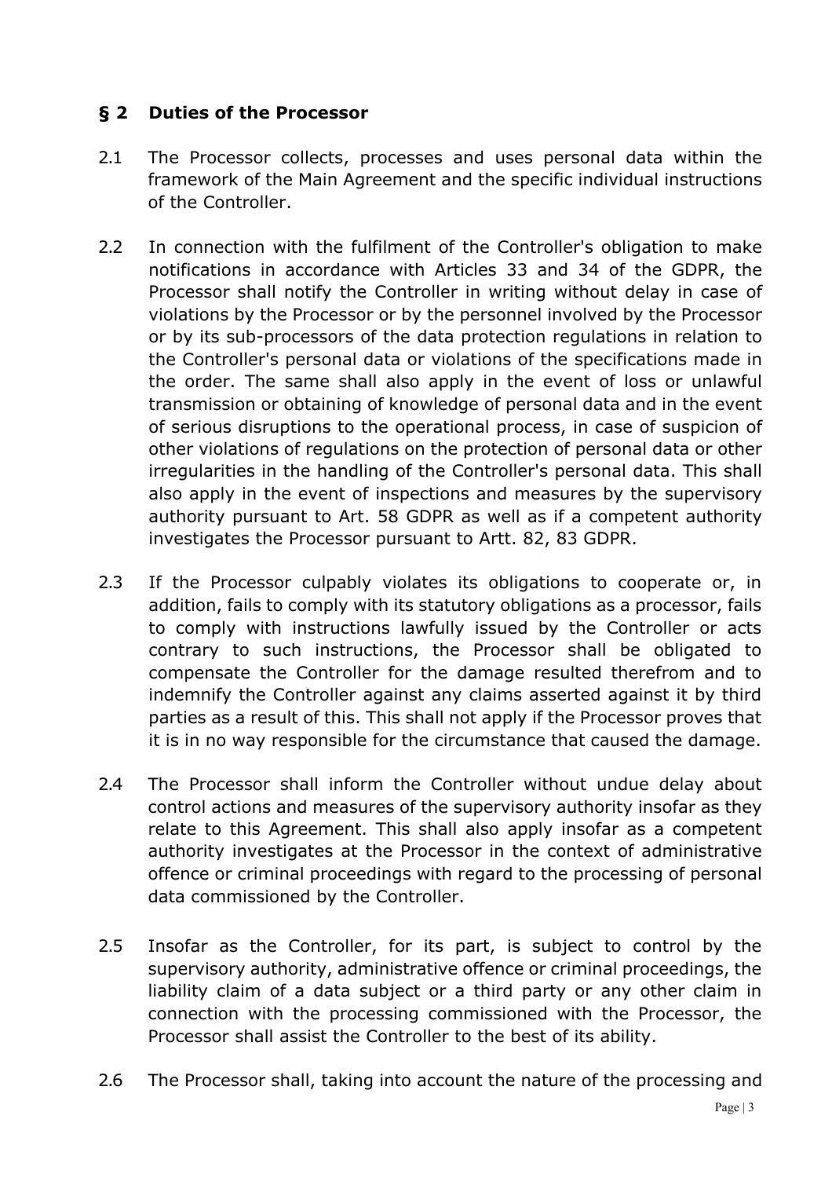## § 2 Duties of the Processor

2.1 The Processor collects, processes and uses personal data within the framework of the Main Agreement and the specific individual instructions of the Controller.

2.2 In connection with the fulfilment of the Controller's obligation to make notifications in accordance with Articles 33 and 34 of the GDPR, the Processor shall notify the Controller in writing without delay in case of violations by the Processor or by the personnel involved by the Processor or by its sub-processors of the data protection regulations in relation to the Controller's personal data or violations of the specifications made in the order. The same shall also apply in the event of loss or unlawful transmission or obtaining of knowledge of personal data and in the event of serious disruptions to the operational process, in case of suspicion of other violations of regulations on the protection of personal data or other irregularities in the handling of the Controller's personal data. This shall also apply in the event of inspections and measures by the supervisory authority pursuant to Art. 58 GDPR as well as if a competent authority investigates the Processor pursuant to Artt. 82, 83 GDPR.

2.3 If the Processor culpably violates its obligations to cooperate or, in addition, fails to comply with its statutory obligations as a processor, fails to comply with instructions lawfully issued by the Controller or acts contrary to such instructions, the Processor shall be obligated to compensate the Controller for the damage resulted therefrom and to indemnify the Controller against any claims asserted against it by third parties as a result of this. This shall not apply if the Processor proves that it is in no way responsible for the circumstance that caused the damage.

2.4 The Processor shall inform the Controller without undue delay about control actions and measures of the supervisory authority insofar as they relate to this Agreement. This shall also apply insofar as a competent authority investigates at the Processor in the context of administrative offence or criminal proceedings with regard to the processing of personal data commissioned by the Controller.

2.5 Insofar as the Controller, for its part, is subject to control by the supervisory authority, administrative offence or criminal proceedings, the liability claim of a data subject or a third party or any other claim in connection with the processing commissioned with the Processor, the Processor shall assist the Controller to the best of its ability.

2.6 The Processor shall, taking into account the nature of the processing and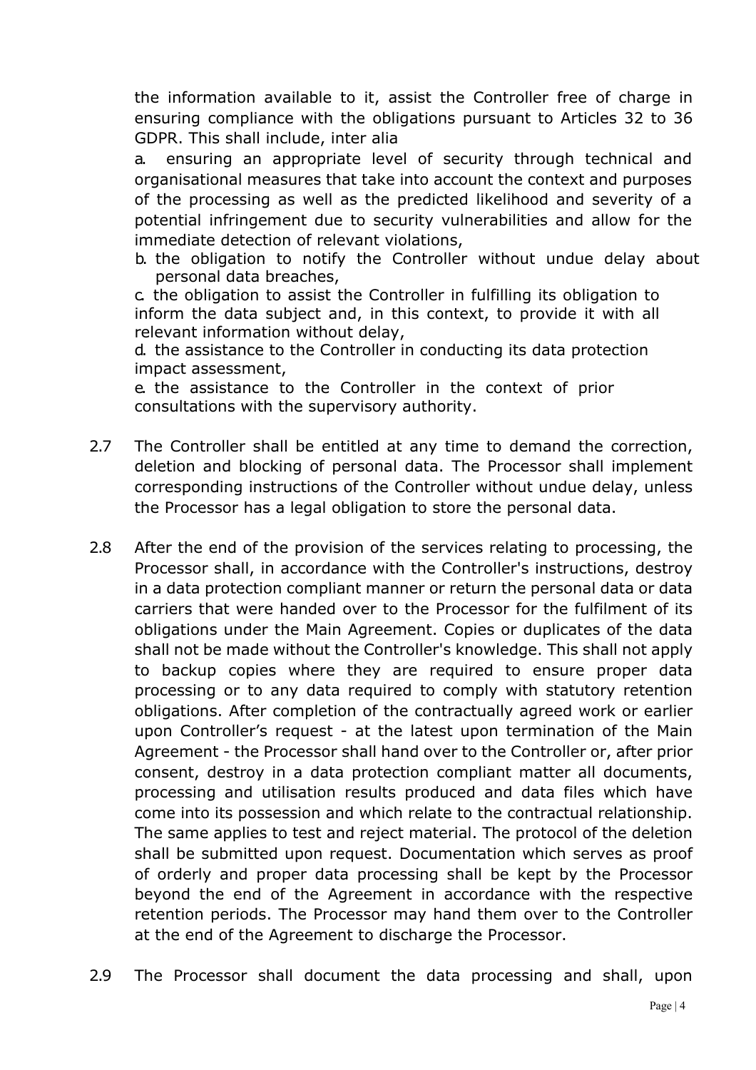the information available to it, assist the Controller free of charge in ensuring compliance with the obligations pursuant to Articles 32 to 36 GDPR. This shall include, inter alia

a. ensuring an appropriate level of security through technical and organisational measures that take into account the context and purposes of the processing as well as the predicted likelihood and severity of a potential infringement due to security vulnerabilities and allow for the immediate detection of relevant violations,

b. the obligation to notify the Controller without undue delay about personal data breaches,

c. the obligation to assist the Controller in fulfilling its obligation to inform the data subject and, in this context, to provide it with all relevant information without delay,

d. the assistance to the Controller in conducting its data protection impact assessment,

e. the assistance to the Controller in the context of prior consultations with the supervisory authority.

2.7 The Controller shall be entitled at any time to demand the correction, deletion and blocking of personal data. The Processor shall implement corresponding instructions of the Controller without undue delay, unless the Processor has a legal obligation to store the personal data.

2.8 After the end of the provision of the services relating to processing, the Processor shall, in accordance with the Controller's instructions, destroy in a data protection compliant manner or return the personal data or data carriers that were handed over to the Processor for the fulfilment of its obligations under the Main Agreement. Copies or duplicates of the data shall not be made without the Controller's knowledge. This shall not apply to backup copies where they are required to ensure proper data processing or to any data required to comply with statutory retention obligations. After completion of the contractually agreed work or earlier upon Controller's request - at the latest upon termination of the Main Agreement - the Processor shall hand over to the Controller or, after prior consent, destroy in a data protection compliant matter all documents, processing and utilisation results produced and data files which have come into its possession and which relate to the contractual relationship. The same applies to test and reject material. The protocol of the deletion shall be submitted upon request. Documentation which serves as proof of orderly and proper data processing shall be kept by the Processor beyond the end of the Agreement in accordance with the respective retention periods. The Processor may hand them over to the Controller at the end of the Agreement to discharge the Processor.

2.9 The Processor shall document the data processing and shall, upon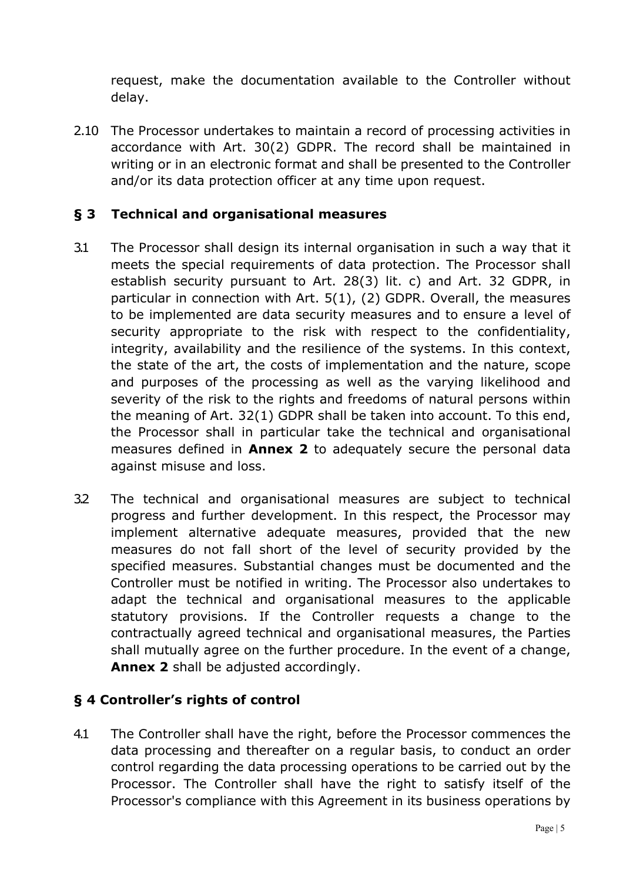request, make the documentation available to the Controller without delay.

2.10 The Processor undertakes to maintain a record of processing activities in accordance with Art. 30(2) GDPR. The record shall be maintained in writing or in an electronic format and shall be presented to the Controller and/or its data protection officer at any time upon request.

## § 3 Technical and organisational measures

3.1 The Processor shall design its internal organisation in such a way that it meets the special requirements of data protection. The Processor shall establish security pursuant to Art. 28(3) lit. c) and Art. 32 GDPR, in particular in connection with Art. 5(1), (2) GDPR. Overall, the measures to be implemented are data security measures and to ensure a level of security appropriate to the risk with respect to the confidentiality, integrity, availability and the resilience of the systems. In this context, the state of the art, the costs of implementation and the nature, scope and purposes of the processing as well as the varying likelihood and severity of the risk to the rights and freedoms of natural persons within the meaning of Art. 32(1) GDPR shall be taken into account. To this end, the Processor shall in particular take the technical and organisational measures defined in **Annex 2** to adequately secure the personal data against misuse and loss.

3.2 The technical and organisational measures are subject to technical progress and further development. In this respect, the Processor may implement alternative adequate measures, provided that the new measures do not fall short of the level of security provided by the specified measures. Substantial changes must be documented and the Controller must be notified in writing. The Processor also undertakes to adapt the technical and organisational measures to the applicable statutory provisions. If the Controller requests a change to the contractually agreed technical and organisational measures, the Parties shall mutually agree on the further procedure. In the event of a change, **Annex 2** shall be adjusted accordingly.

## § 4 Controller's rights of control

4.1 The Controller shall have the right, before the Processor commences the data processing and thereafter on a regular basis, to conduct an order control regarding the data processing operations to be carried out by the Processor. The Controller shall have the right to satisfy itself of the Processor's compliance with this Agreement in its business operations by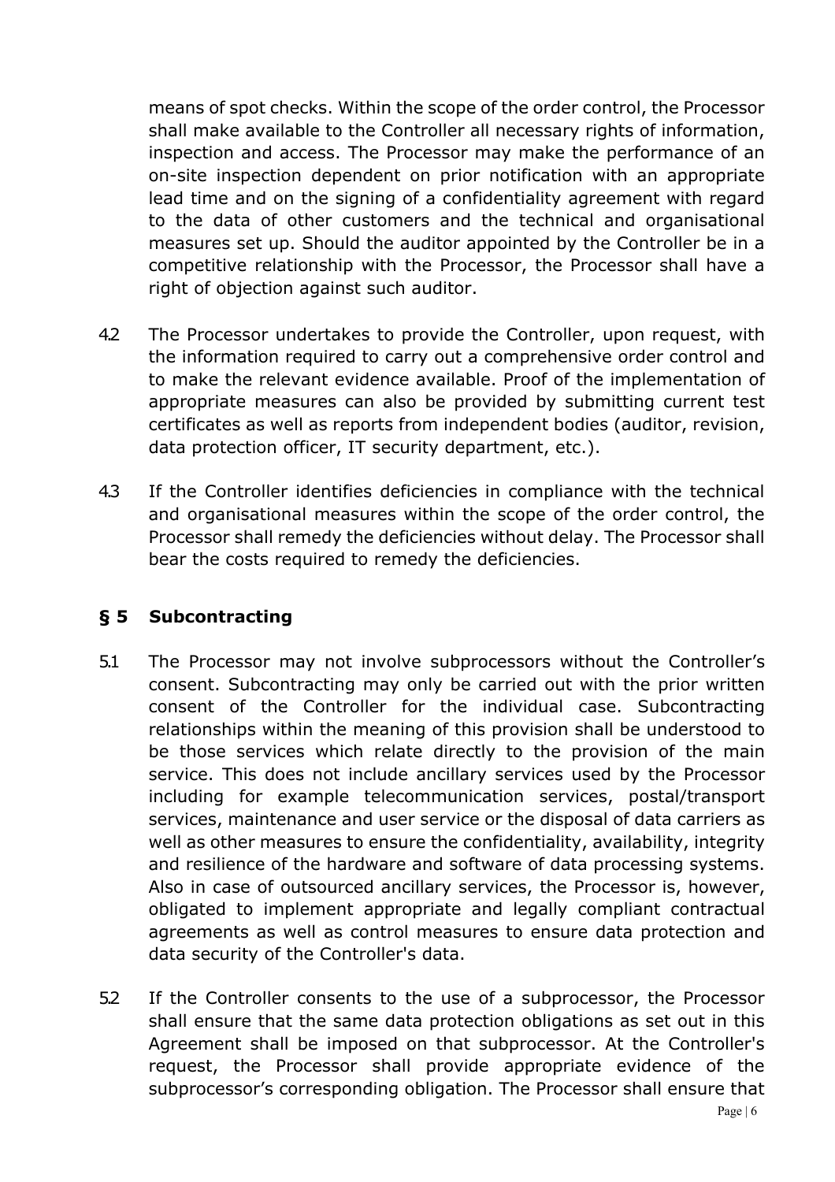means of spot checks. Within the scope of the order control, the Processor shall make available to the Controller all necessary rights of information, inspection and access. The Processor may make the performance of an on-site inspection dependent on prior notification with an appropriate lead time and on the signing of a confidentiality agreement with regard to the data of other customers and the technical and organisational measures set up. Should the auditor appointed by the Controller be in a competitive relationship with the Processor, the Processor shall have a right of objection against such auditor.

4.2 The Processor undertakes to provide the Controller, upon request, with the information required to carry out a comprehensive order control and to make the relevant evidence available. Proof of the implementation of appropriate measures can also be provided by submitting current test certificates as well as reports from independent bodies (auditor, revision, data protection officer, IT security department, etc.).

4.3 If the Controller identifies deficiencies in compliance with the technical and organisational measures within the scope of the order control, the Processor shall remedy the deficiencies without delay. The Processor shall bear the costs required to remedy the deficiencies.

## § 5 Subcontracting

5.1 The Processor may not involve subprocessors without the Controller's consent. Subcontracting may only be carried out with the prior written consent of the Controller for the individual case. Subcontracting relationships within the meaning of this provision shall be understood to be those services which relate directly to the provision of the main service. This does not include ancillary services used by the Processor including for example telecommunication services, postal/transport services, maintenance and user service or the disposal of data carriers as well as other measures to ensure the confidentiality, availability, integrity and resilience of the hardware and software of data processing systems. Also in case of outsourced ancillary services, the Processor is, however, obligated to implement appropriate and legally compliant contractual agreements as well as control measures to ensure data protection and data security of the Controller's data.

5.2 If the Controller consents to the use of a subprocessor, the Processor shall ensure that the same data protection obligations as set out in this Agreement shall be imposed on that subprocessor. At the Controller's request, the Processor shall provide appropriate evidence of the subprocessor's corresponding obligation. The Processor shall ensure that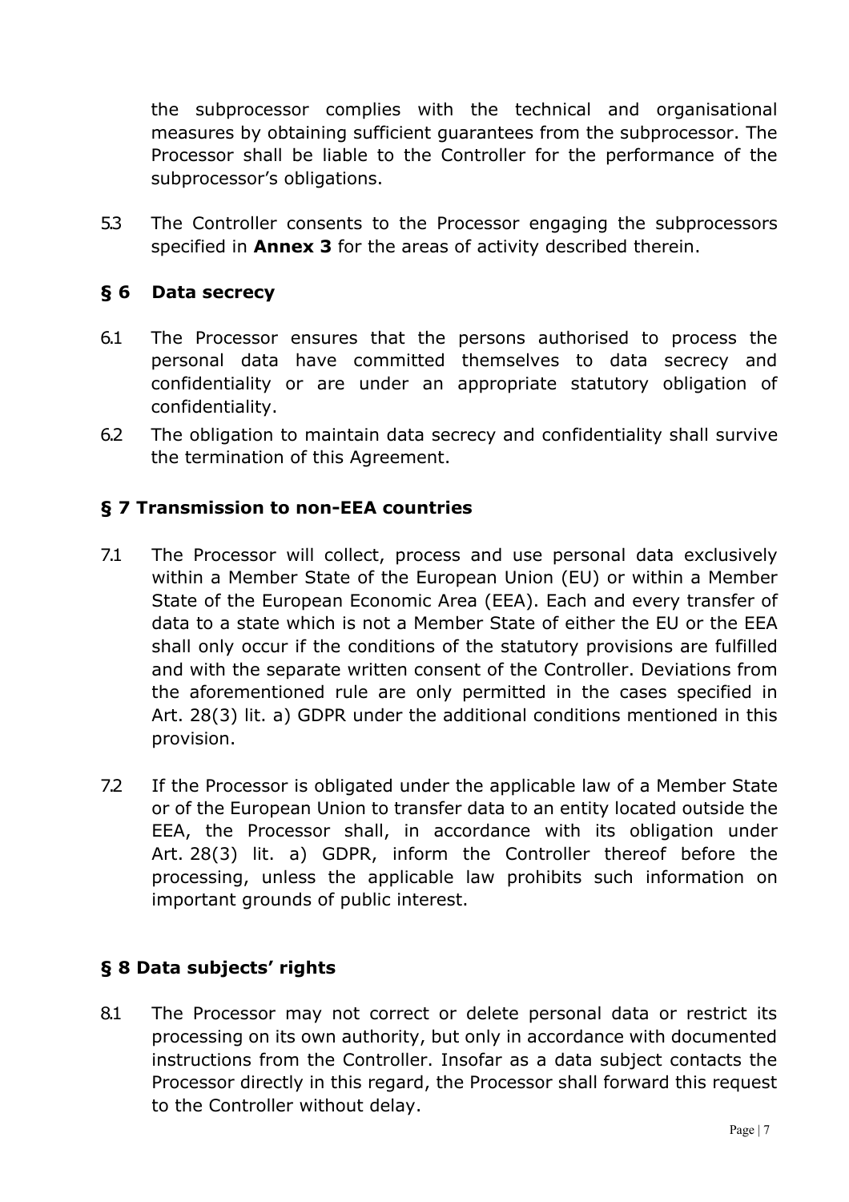the subprocessor complies with the technical and organisational measures by obtaining sufficient guarantees from the subprocessor. The Processor shall be liable to the Controller for the performance of the subprocessor's obligations.

5.3 The Controller consents to the Processor engaging the subprocessors specified in **Annex 3** for the areas of activity described therein.

## § 6 Data secrecy

6.1 The Processor ensures that the persons authorised to process the personal data have committed themselves to data secrecy and confidentiality or are under an appropriate statutory obligation of confidentiality.

6.2 The obligation to maintain data secrecy and confidentiality shall survive the termination of this Agreement.

## § 7 Transmission to non-EEA countries

7.1 The Processor will collect, process and use personal data exclusively within a Member State of the European Union (EU) or within a Member State of the European Economic Area (EEA). Each and every transfer of data to a state which is not a Member State of either the EU or the EEA shall only occur if the conditions of the statutory provisions are fulfilled and with the separate written consent of the Controller. Deviations from the aforementioned rule are only permitted in the cases specified in Art. 28(3) lit. a) GDPR under the additional conditions mentioned in this provision.

7.2 If the Processor is obligated under the applicable law of a Member State or of the European Union to transfer data to an entity located outside the EEA, the Processor shall, in accordance with its obligation under Art. 28(3) lit. a) GDPR, inform the Controller thereof before the processing, unless the applicable law prohibits such information on important grounds of public interest.

## § 8 Data subjects' rights

8.1 The Processor may not correct or delete personal data or restrict its processing on its own authority, but only in accordance with documented instructions from the Controller. Insofar as a data subject contacts the Processor directly in this regard, the Processor shall forward this request to the Controller without delay.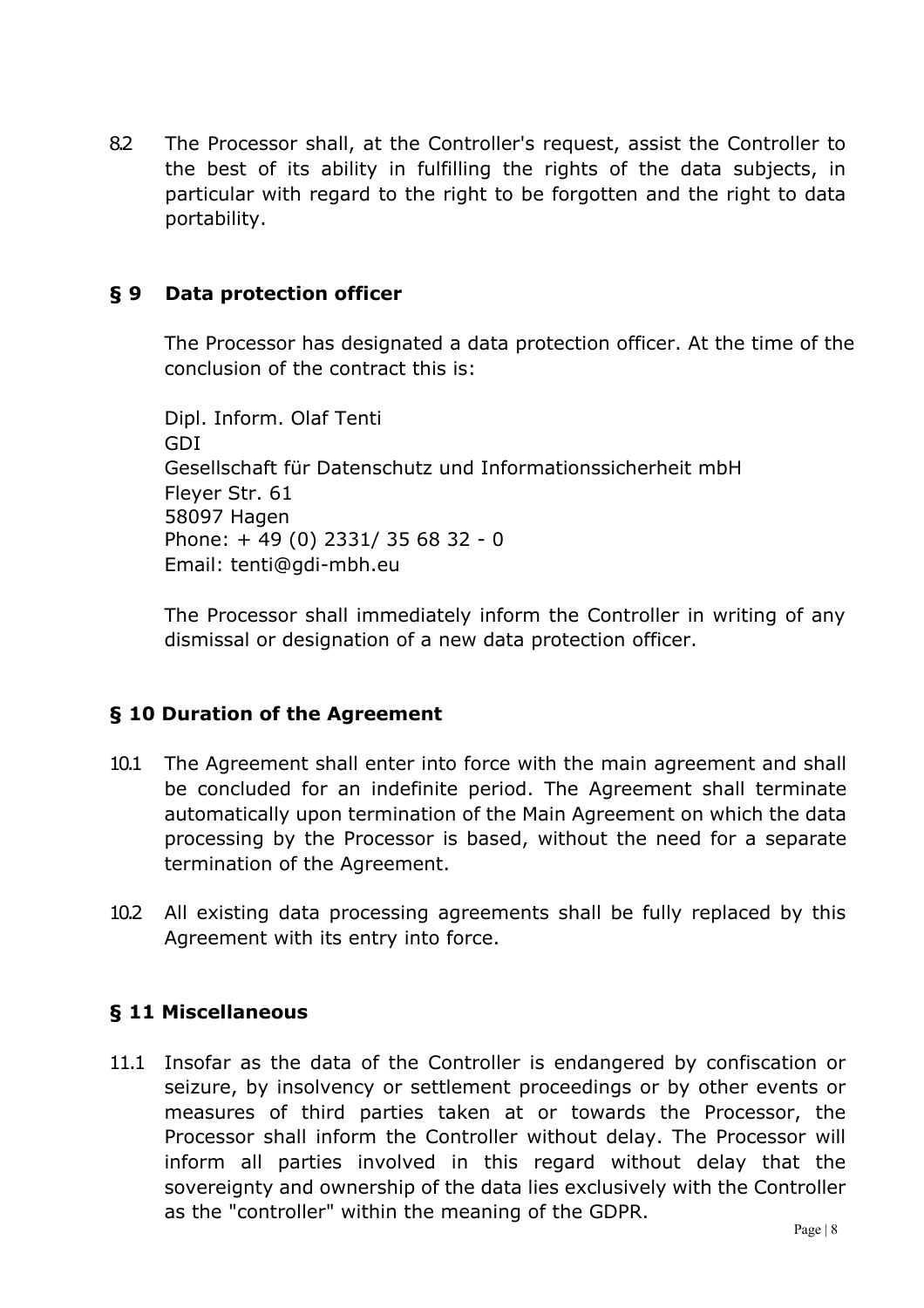8.2 The Processor shall, at the Controller's request, assist the Controller to the best of its ability in fulfilling the rights of the data subjects, in particular with regard to the right to be forgotten and the right to data portability.

## § 9 Data protection officer

The Processor has designated a data protection officer. At the time of the conclusion of the contract this is:

Dipl. Inform. Olaf Tenti  
GDI  
Gesellschaft für Datenschutz und Informationssicherheit mbH  
Fleyer Str. 61  
58097 Hagen  
Phone: + 49 (0) 2331/ 35 68 32 - 0  
Email: tenti@gdi-mbh.eu

The Processor shall immediately inform the Controller in writing of any dismissal or designation of a new data protection officer.

## § 10 Duration of the Agreement

10.1 The Agreement shall enter into force with the main agreement and shall be concluded for an indefinite period. The Agreement shall terminate automatically upon termination of the Main Agreement on which the data processing by the Processor is based, without the need for a separate termination of the Agreement.

10.2 All existing data processing agreements shall be fully replaced by this Agreement with its entry into force.

## § 11 Miscellaneous

11.1 Insofar as the data of the Controller is endangered by confiscation or seizure, by insolvency or settlement proceedings or by other events or measures of third parties taken at or towards the Processor, the Processor shall inform the Controller without delay. The Processor will inform all parties involved in this regard without delay that the sovereignty and ownership of the data lies exclusively with the Controller as the "controller" within the meaning of the GDPR.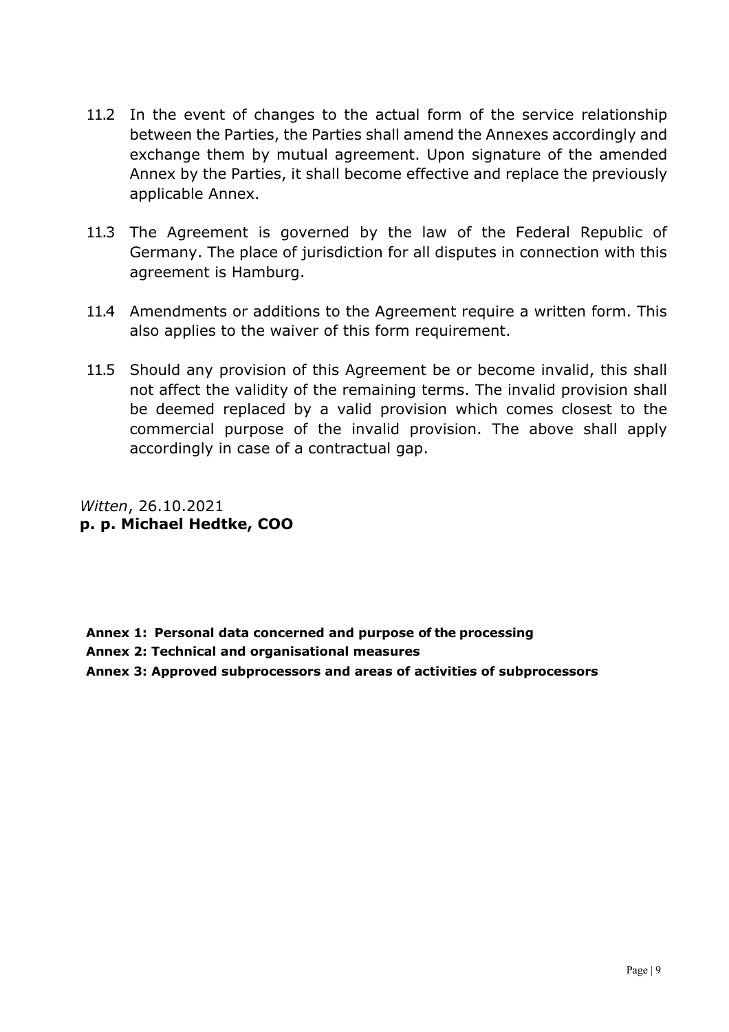11.2 In the event of changes to the actual form of the service relationship between the Parties, the Parties shall amend the Annexes accordingly and exchange them by mutual agreement. Upon signature of the amended Annex by the Parties, it shall become effective and replace the previously applicable Annex.

11.3 The Agreement is governed by the law of the Federal Republic of Germany. The place of jurisdiction for all disputes in connection with this agreement is Hamburg.

11.4 Amendments or additions to the Agreement require a written form. This also applies to the waiver of this form requirement.

11.5 Should any provision of this Agreement be or become invalid, this shall not affect the validity of the remaining terms. The invalid provision shall be deemed replaced by a valid provision which comes closest to the commercial purpose of the invalid provision. The above shall apply accordingly in case of a contractual gap.

*Witten*, 26.10.2021
**p. p. Michael Hedtke, COO**

**Annex 1: Personal data concerned and purpose of the processing**
**Annex 2: Technical and organisational measures**
**Annex 3: Approved subprocessors and areas of activities of subprocessors**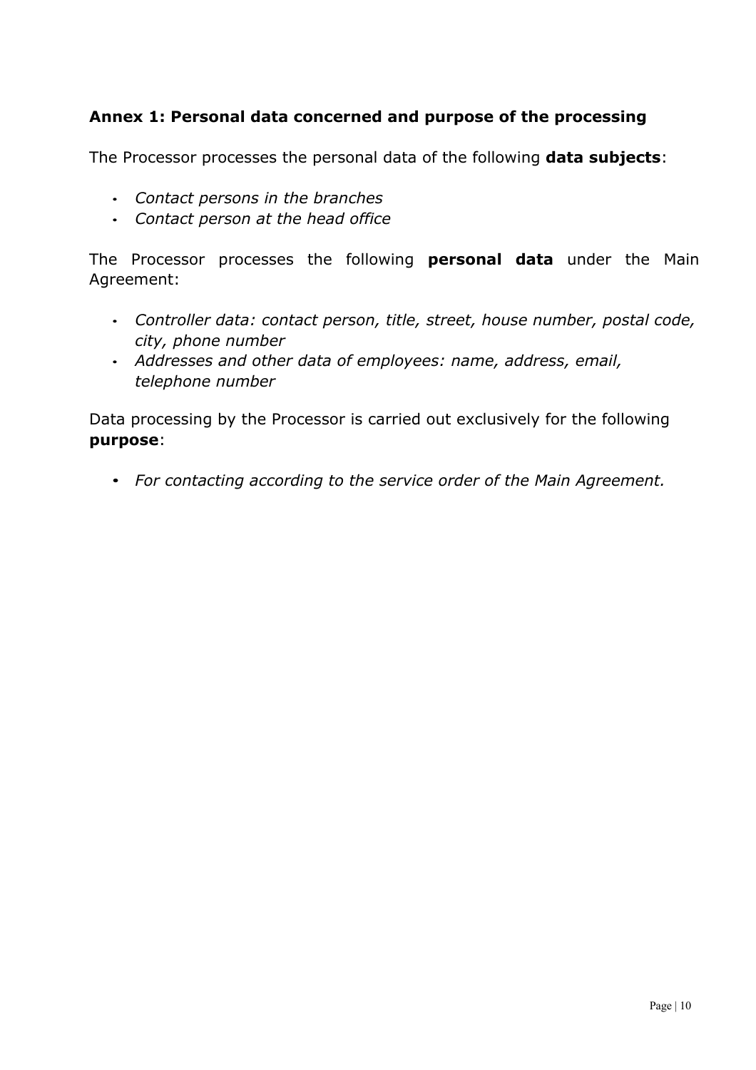## Annex 1: Personal data concerned and purpose of the processing

The Processor processes the personal data of the following **data subjects**:

- *Contact persons in the branches*
- *Contact person at the head office*

The Processor processes the following **personal data** under the Main Agreement:

- *Controller data: contact person, title, street, house number, postal code, city, phone number*
- *Addresses and other data of employees: name, address, email, telephone number*

Data processing by the Processor is carried out exclusively for the following **purpose**:

- *For contacting according to the service order of the Main Agreement.*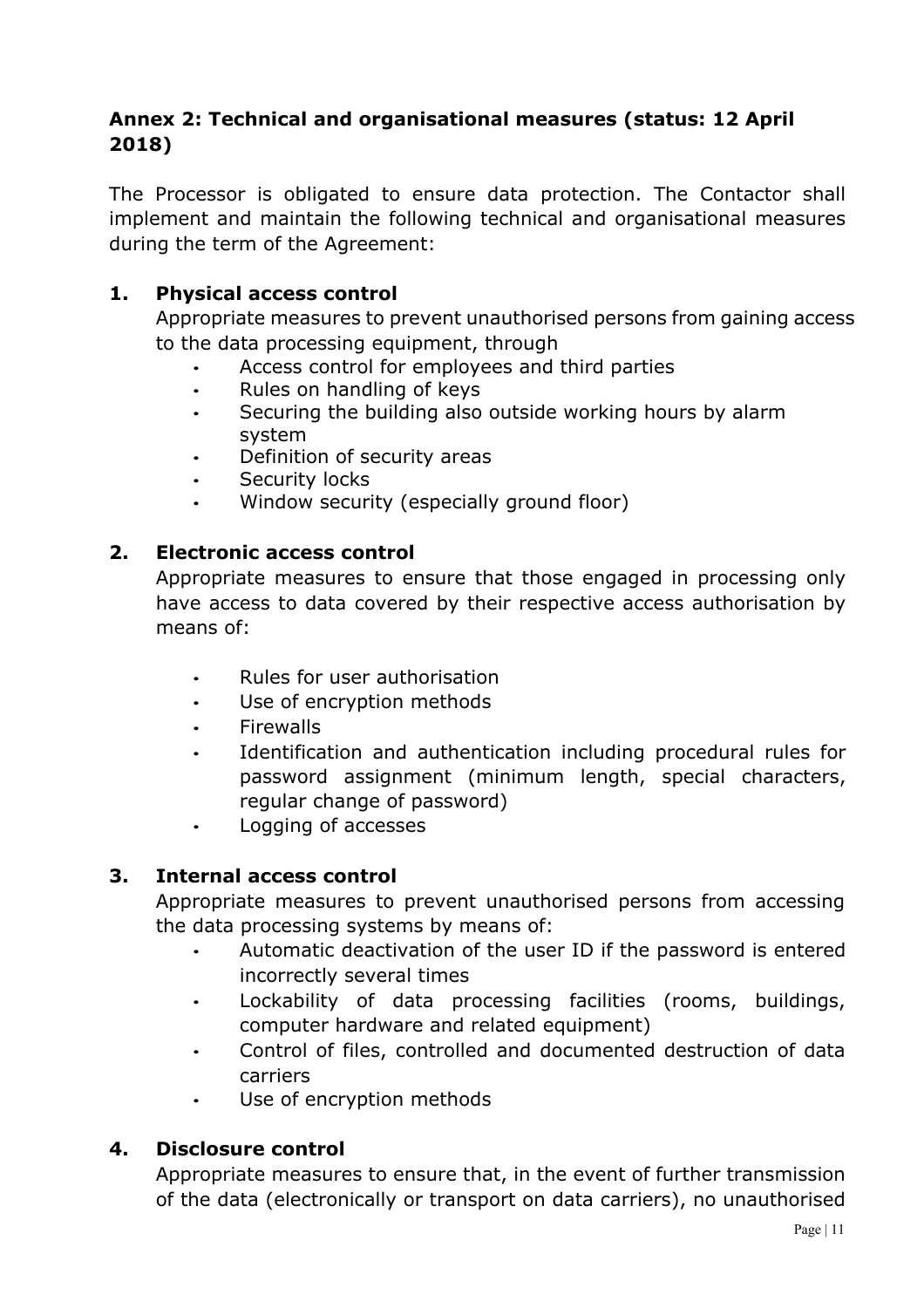## Annex 2: Technical and organisational measures (status: 12 April 2018)

The Processor is obligated to ensure data protection. The Contactor shall implement and maintain the following technical and organisational measures during the term of the Agreement:

### 1. Physical access control

Appropriate measures to prevent unauthorised persons from gaining access to the data processing equipment, through

- Access control for employees and third parties
- Rules on handling of keys
- Securing the building also outside working hours by alarm system
- Definition of security areas
- Security locks
- Window security (especially ground floor)

### 2. Electronic access control

Appropriate measures to ensure that those engaged in processing only have access to data covered by their respective access authorisation by means of:

- Rules for user authorisation
- Use of encryption methods
- Firewalls
- Identification and authentication including procedural rules for password assignment (minimum length, special characters, regular change of password)
- Logging of accesses

### 3. Internal access control

Appropriate measures to prevent unauthorised persons from accessing the data processing systems by means of:

- Automatic deactivation of the user ID if the password is entered incorrectly several times
- Lockability of data processing facilities (rooms, buildings, computer hardware and related equipment)
- Control of files, controlled and documented destruction of data carriers
- Use of encryption methods

### 4. Disclosure control

Appropriate measures to ensure that, in the event of further transmission of the data (electronically or transport on data carriers), no unauthorised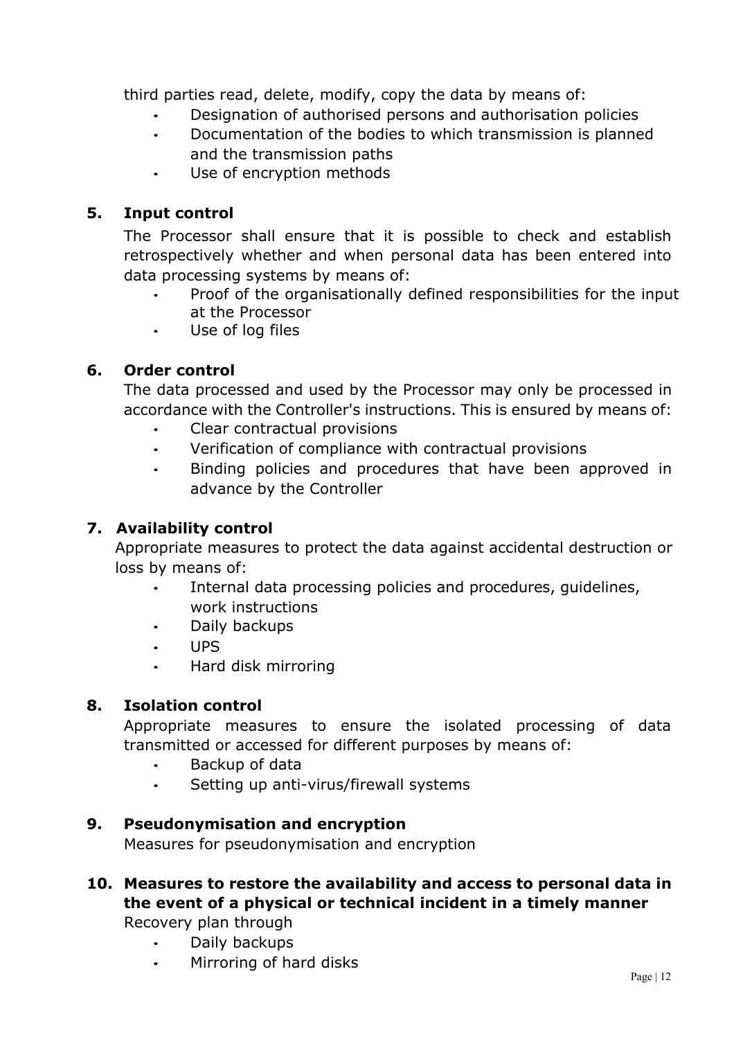third parties read, delete, modify, copy the data by means of:

- Designation of authorised persons and authorisation policies
- Documentation of the bodies to which transmission is planned and the transmission paths
- Use of encryption methods

**5. Input control**

The Processor shall ensure that it is possible to check and establish retrospectively whether and when personal data has been entered into data processing systems by means of:

- Proof of the organisationally defined responsibilities for the input at the Processor
- Use of log files

**6. Order control**

The data processed and used by the Processor may only be processed in accordance with the Controller's instructions. This is ensured by means of:

- Clear contractual provisions
- Verification of compliance with contractual provisions
- Binding policies and procedures that have been approved in advance by the Controller

**7. Availability control**

Appropriate measures to protect the data against accidental destruction or loss by means of:

- Internal data processing policies and procedures, guidelines, work instructions
- Daily backups
- UPS
- Hard disk mirroring

**8. Isolation control**

Appropriate measures to ensure the isolated processing of data transmitted or accessed for different purposes by means of:

- Backup of data
- Setting up anti-virus/firewall systems

**9. Pseudonymisation and encryption**

Measures for pseudonymisation and encryption

**10. Measures to restore the availability and access to personal data in the event of a physical or technical incident in a timely manner**

Recovery plan through

- Daily backups
- Mirroring of hard disks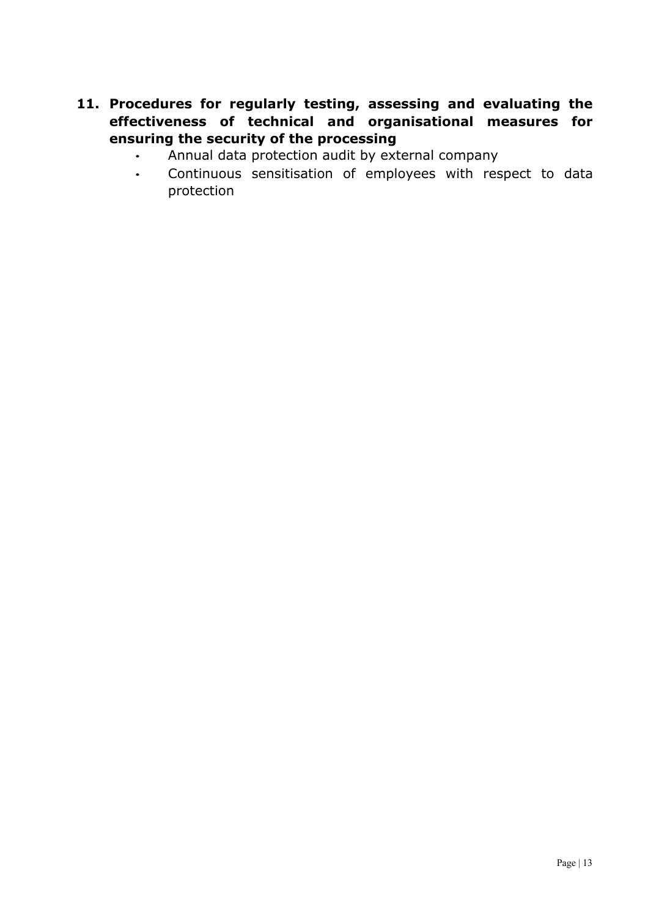## 11. Procedures for regularly testing, assessing and evaluating the effectiveness of technical and organisational measures for ensuring the security of the processing

- Annual data protection audit by external company
- Continuous sensitisation of employees with respect to data protection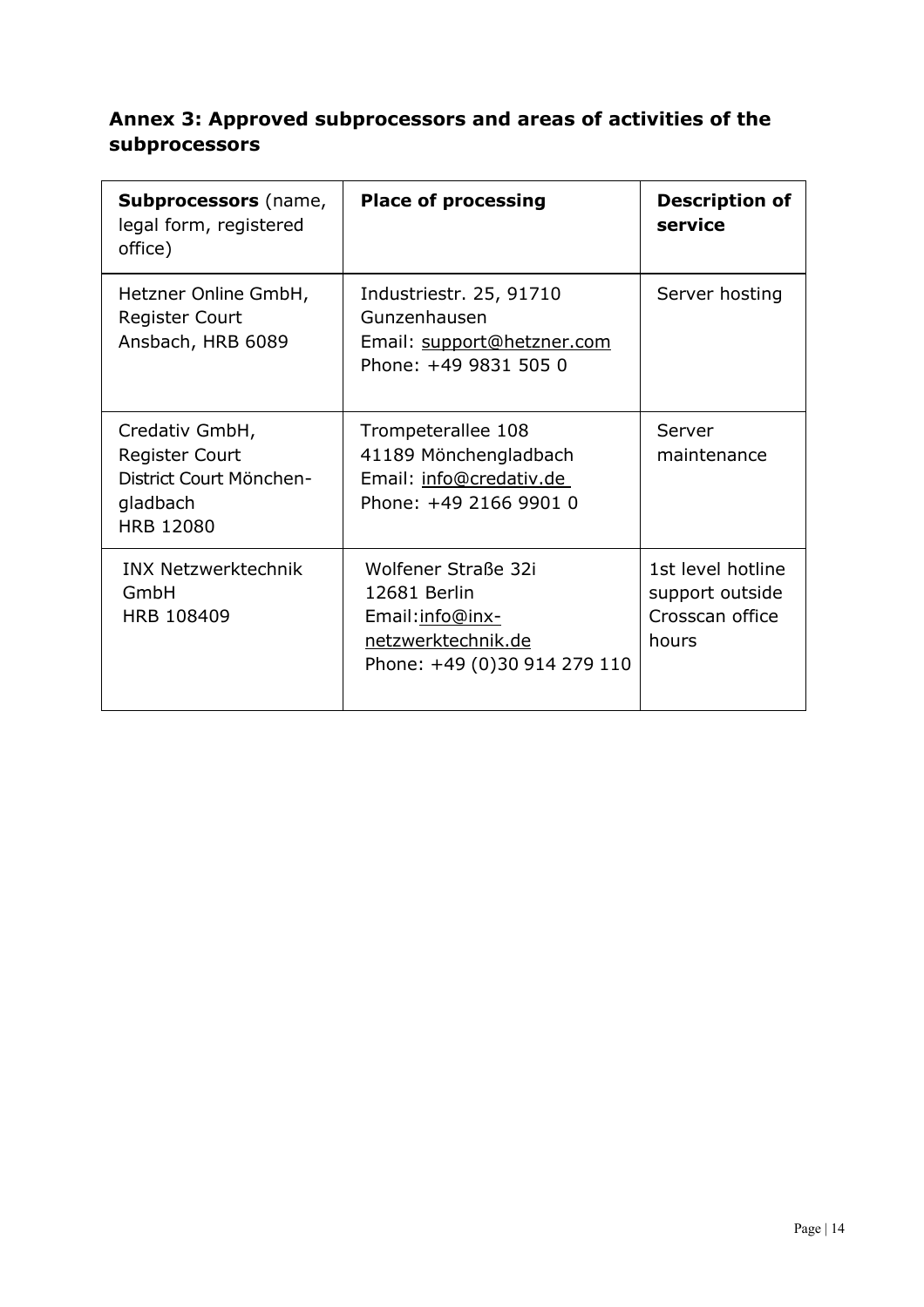## Annex 3: Approved subprocessors and areas of activities of the subprocessors

| **Subprocessors** (name, legal form, registered office) | **Place of processing** | **Description of service** |
|---|---|---|
| Hetzner Online GmbH, Register Court Ansbach, HRB 6089 | Industriestr. 25, 91710 Gunzenhausen<br>Email: support@hetzner.com<br>Phone: +49 9831 505 0 | Server hosting |
| Credativ GmbH, Register Court District Court Mönchen-gladbach HRB 12080 | Trompeterallee 108<br>41189 Mönchengladbach<br>Email: info@credativ.de<br>Phone: +49 2166 9901 0 | Server maintenance |
| INX Netzwerktechnik GmbH<br>HRB 108409 | Wolfener Straße 32i<br>12681 Berlin<br>Email:info@inx-netzwerktechnik.de<br>Phone: +49 (0)30 914 279 110 | 1st level hotline support outside Crosscan office hours |